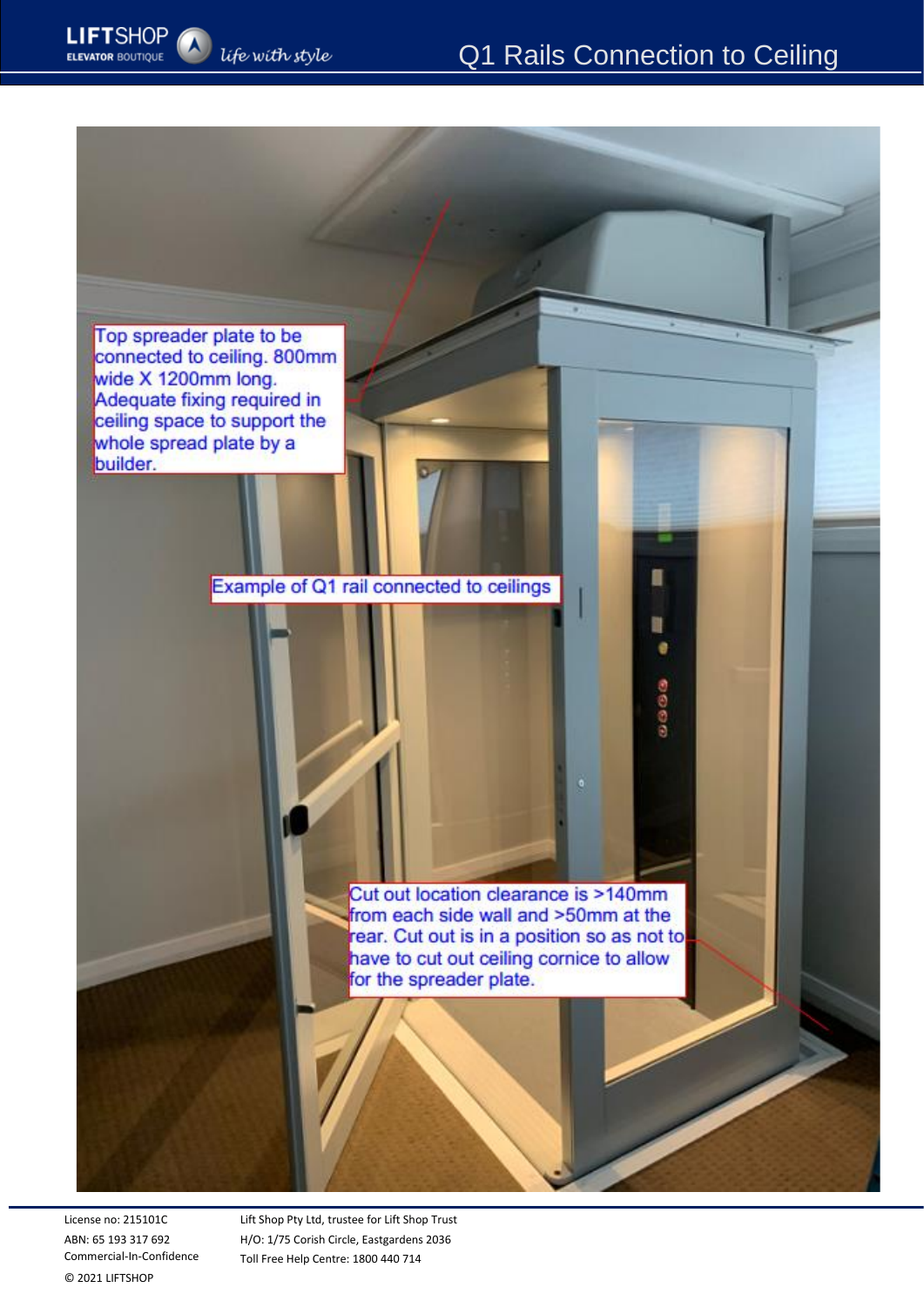# Q1 Rails Connection to Ceiling

Top spreader plate to be connected to ceiling. 800mm wide X 1200mm long. Adequate fixing required in ceiling space to support the whole spread plate by a builder.

Example of Q1 rail connected to ceilings

Cut out location clearance is >140mm from each side wall and >50mm at the rear. Cut out is in a position so as not to have to cut out ceiling cornice to allow for the spreader plate.

License no: 215101C
ABN: 65 193 317 692
Commercial-In-Confidence
© 2021 LIFTSHOP

Lift Shop Pty Ltd, trustee for Lift Shop Trust
H/O: 1/75 Corish Circle, Eastgardens 2036
Toll Free Help Centre: 1800 440 714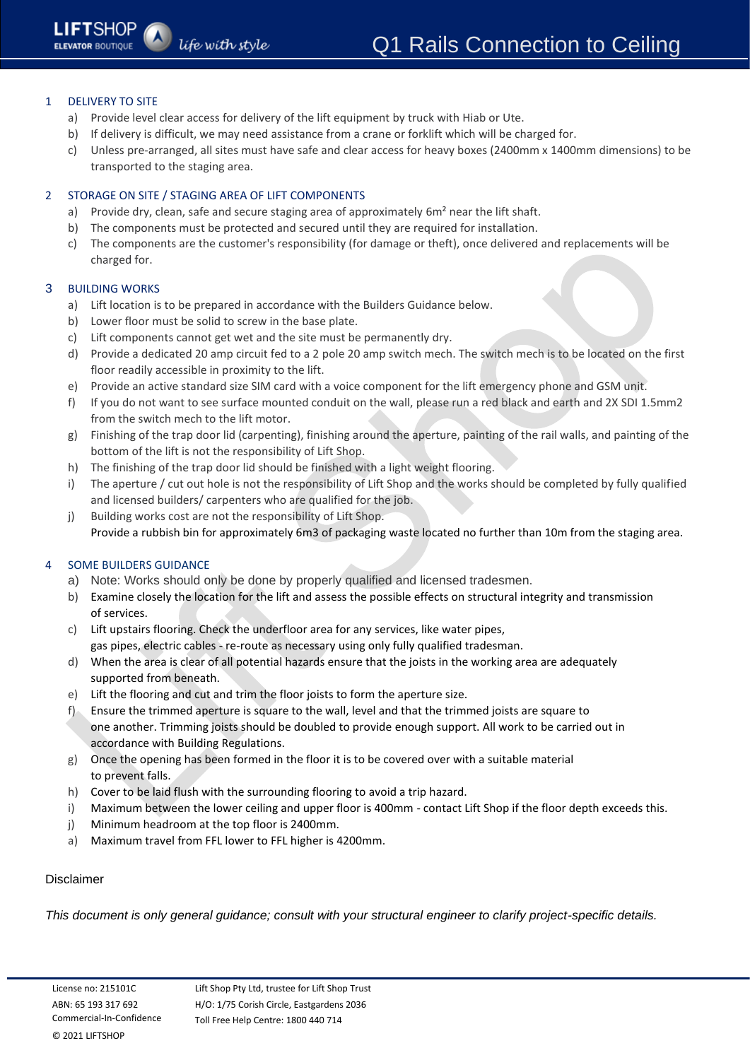# Q1 Rails Connection to Ceiling

## 1 DELIVERY TO SITE

a) Provide level clear access for delivery of the lift equipment by truck with Hiab or Ute.
b) If delivery is difficult, we may need assistance from a crane or forklift which will be charged for.
c) Unless pre-arranged, all sites must have safe and clear access for heavy boxes (2400mm x 1400mm dimensions) to be transported to the staging area.

## 2 STORAGE ON SITE / STAGING AREA OF LIFT COMPONENTS

a) Provide dry, clean, safe and secure staging area of approximately 6m² near the lift shaft.
b) The components must be protected and secured until they are required for installation.
c) The components are the customer's responsibility (for damage or theft), once delivered and replacements will be charged for.

## 3 BUILDING WORKS

a) Lift location is to be prepared in accordance with the Builders Guidance below.
b) Lower floor must be solid to screw in the base plate.
c) Lift components cannot get wet and the site must be permanently dry.
d) Provide a dedicated 20 amp circuit fed to a 2 pole 20 amp switch mech. The switch mech is to be located on the first floor readily accessible in proximity to the lift.
e) Provide an active standard size SIM card with a voice component for the lift emergency phone and GSM unit.
f) If you do not want to see surface mounted conduit on the wall, please run a red black and earth and 2X SDI 1.5mm2 from the switch mech to the lift motor.
g) Finishing of the trap door lid (carpenting), finishing around the aperture, painting of the rail walls, and painting of the bottom of the lift is not the responsibility of Lift Shop.
h) The finishing of the trap door lid should be finished with a light weight flooring.
i) The aperture / cut out hole is not the responsibility of Lift Shop and the works should be completed by fully qualified and licensed builders/ carpenters who are qualified for the job.
j) Building works cost are not the responsibility of Lift Shop.
Provide a rubbish bin for approximately 6m3 of packaging waste located no further than 10m from the staging area.

## 4 SOME BUILDERS GUIDANCE

a) Note: Works should only be done by properly qualified and licensed tradesmen.
b) Examine closely the location for the lift and assess the possible effects on structural integrity and transmission of services.
c) Lift upstairs flooring. Check the underfloor area for any services, like water pipes, gas pipes, electric cables - re-route as necessary using only fully qualified tradesman.
d) When the area is clear of all potential hazards ensure that the joists in the working area are adequately supported from beneath.
e) Lift the flooring and cut and trim the floor joists to form the aperture size.
f) Ensure the trimmed aperture is square to the wall, level and that the trimmed joists are square to one another. Trimming joists should be doubled to provide enough support. All work to be carried out in accordance with Building Regulations.
g) Once the opening has been formed in the floor it is to be covered over with a suitable material to prevent falls.
h) Cover to be laid flush with the surrounding flooring to avoid a trip hazard.
i) Maximum between the lower ceiling and upper floor is 400mm - contact Lift Shop if the floor depth exceeds this.
j) Minimum headroom at the top floor is 2400mm.
a) Maximum travel from FFL lower to FFL higher is 4200mm.

Disclaimer

*This document is only general guidance; consult with your structural engineer to clarify project-specific details.*